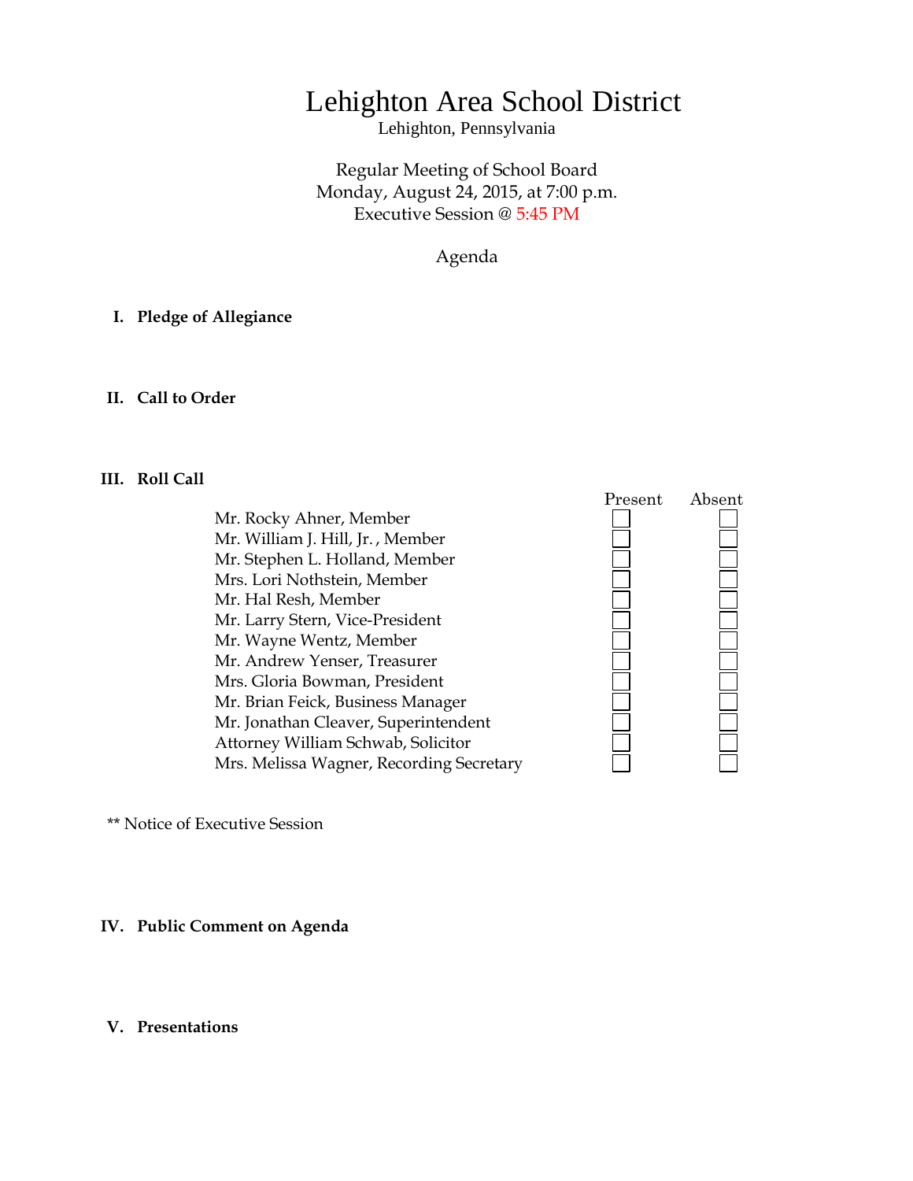# Lehighton Area School District

Lehighton, Pennsylvania

Regular Meeting of School Board
Monday, August 24, 2015, at 7:00 p.m.
Executive Session @ 5:45 PM

Agenda

## I. Pledge of Allegiance

## II. Call to Order

## III. Roll Call

| | Present | Absent |
|---|---|---|
| Mr. Rocky Ahner, Member | ☐ | ☐ |
| Mr. William J. Hill, Jr. , Member | ☐ | ☐ |
| Mr. Stephen L. Holland, Member | ☐ | ☐ |
| Mrs. Lori Nothstein, Member | ☐ | ☐ |
| Mr. Hal Resh, Member | ☐ | ☐ |
| Mr. Larry Stern, Vice-President | ☐ | ☐ |
| Mr. Wayne Wentz, Member | ☐ | ☐ |
| Mr. Andrew Yenser, Treasurer | ☐ | ☐ |
| Mrs. Gloria Bowman, President | ☐ | ☐ |
| Mr. Brian Feick, Business Manager | ☐ | ☐ |
| Mr. Jonathan Cleaver, Superintendent | ☐ | ☐ |
| Attorney William Schwab, Solicitor | ☐ | ☐ |
| Mrs. Melissa Wagner, Recording Secretary | ☐ | ☐ |

** Notice of Executive Session

## IV. Public Comment on Agenda

## V. Presentations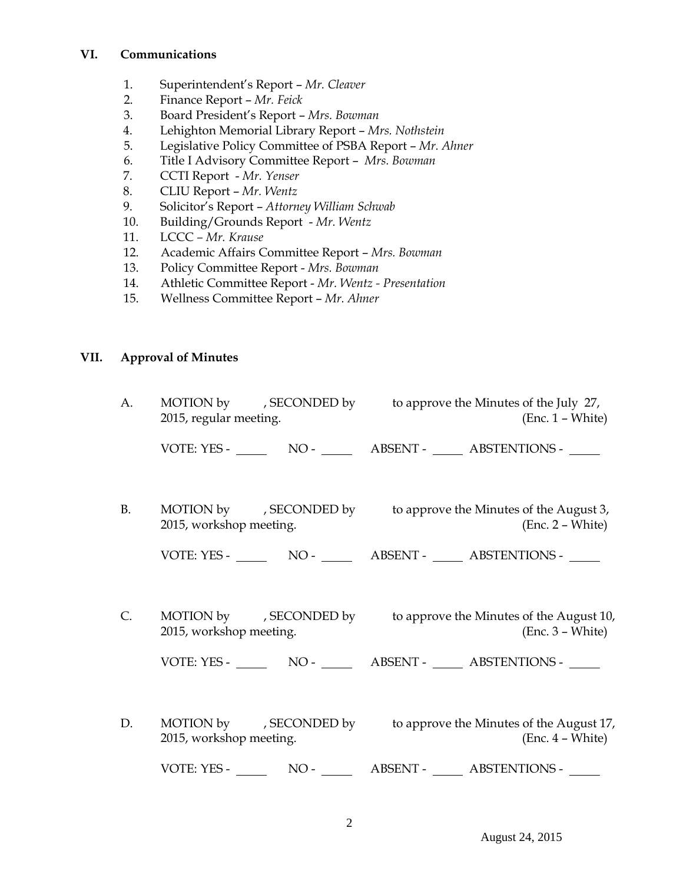## VI. Communications

1. Superintendent's Report – *Mr. Cleaver*
2. Finance Report – *Mr. Feick*
3. Board President's Report – *Mrs. Bowman*
4. Lehighton Memorial Library Report – *Mrs. Nothstein*
5. Legislative Policy Committee of PSBA Report – *Mr. Ahner*
6. Title I Advisory Committee Report – *Mrs. Bowman*
7. CCTI Report - *Mr. Yenser*
8. CLIU Report – *Mr. Wentz*
9. Solicitor's Report – *Attorney William Schwab*
10. Building/Grounds Report - *Mr. Wentz*
11. LCCC – *Mr. Krause*
12. Academic Affairs Committee Report – *Mrs. Bowman*
13. Policy Committee Report - *Mrs. Bowman*
14. Athletic Committee Report - *Mr. Wentz - Presentation*
15. Wellness Committee Report – *Mr. Ahner*

## VII. Approval of Minutes

A. MOTION by , SECONDED by to approve the Minutes of the July 27, 2015, regular meeting. (Enc. 1 – White)

VOTE: YES - _____ NO - _____ ABSENT - _____ ABSTENTIONS - _____

B. MOTION by , SECONDED by to approve the Minutes of the August 3, 2015, workshop meeting. (Enc. 2 – White)

VOTE: YES - _____ NO - _____ ABSENT - _____ ABSTENTIONS - _____

C. MOTION by , SECONDED by to approve the Minutes of the August 10, 2015, workshop meeting. (Enc. 3 – White)

VOTE: YES - _____ NO - _____ ABSENT - _____ ABSTENTIONS - _____

D. MOTION by , SECONDED by to approve the Minutes of the August 17, 2015, workshop meeting. (Enc. 4 – White)

VOTE: YES - _____ NO - _____ ABSENT - _____ ABSTENTIONS - _____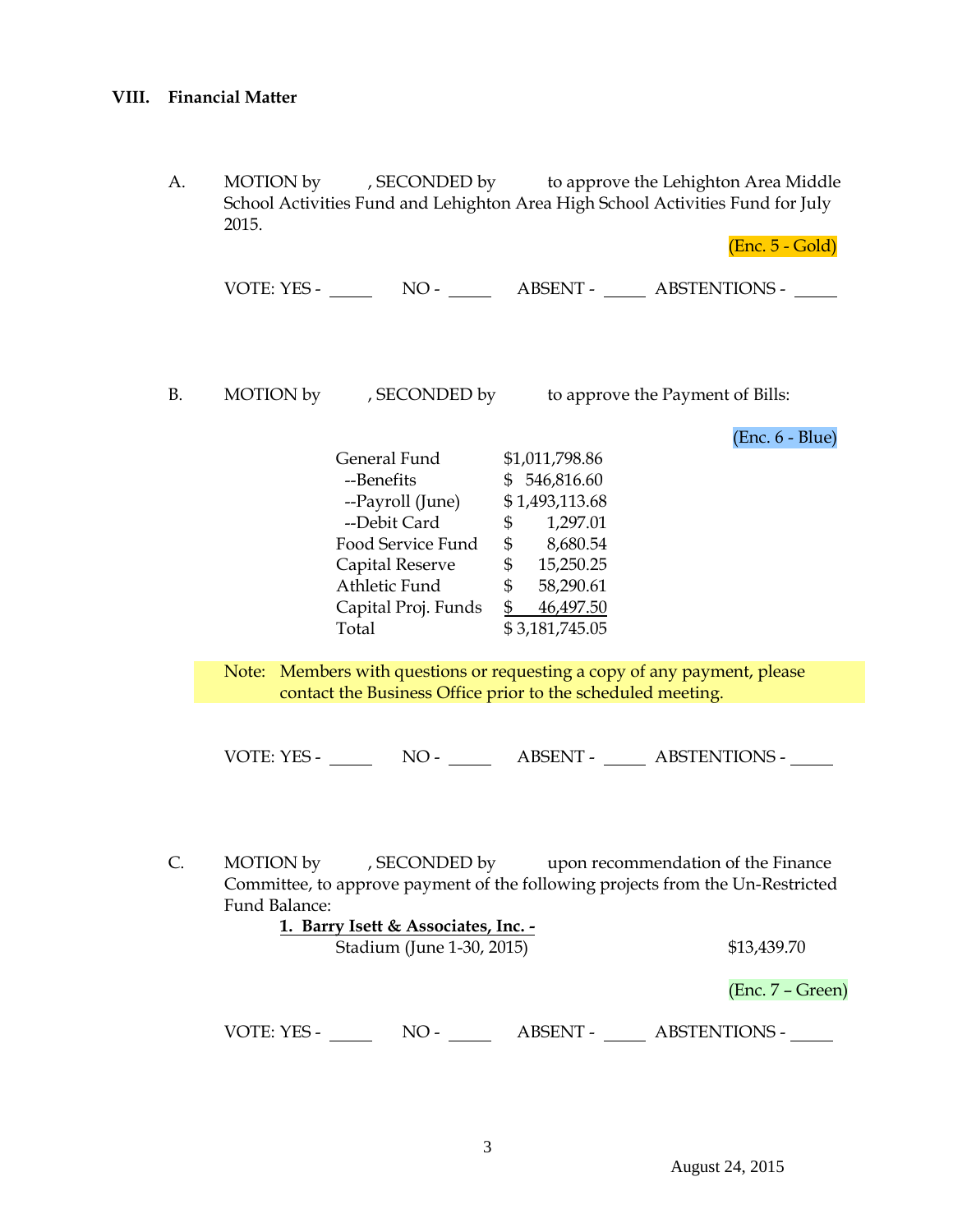## VIII. Financial Matter

A. MOTION by , SECONDED by to approve the Lehighton Area Middle School Activities Fund and Lehighton Area High School Activities Fund for July 2015.

(Enc. 5 - Gold)

VOTE: YES - _____ NO - _____ ABSENT - _____ ABSTENTIONS - _____

B. MOTION by , SECONDED by to approve the Payment of Bills:

(Enc. 6 - Blue)

| | |
|---|---|
| General Fund | $1,011,798.86 |
| --Benefits | $ 546,816.60 |
| --Payroll (June) | $ 1,493,113.68 |
| --Debit Card | $ 1,297.01 |
| Food Service Fund | $ 8,680.54 |
| Capital Reserve | $ 15,250.25 |
| Athletic Fund | $ 58,290.61 |
| Capital Proj. Funds | $ 46,497.50 |
| Total | $ 3,181,745.05 |

Note: Members with questions or requesting a copy of any payment, please contact the Business Office prior to the scheduled meeting.

VOTE: YES - _____ NO - _____ ABSENT - _____ ABSTENTIONS - _____

C. MOTION by , SECONDED by upon recommendation of the Finance Committee, to approve payment of the following projects from the Un-Restricted Fund Balance:

**1. Barry Isett & Associates, Inc. -**

Stadium (June 1-30, 2015) $13,439.70

(Enc. 7 – Green)

VOTE: YES - _____ NO - _____ ABSENT - _____ ABSTENTIONS - _____

August 24, 2015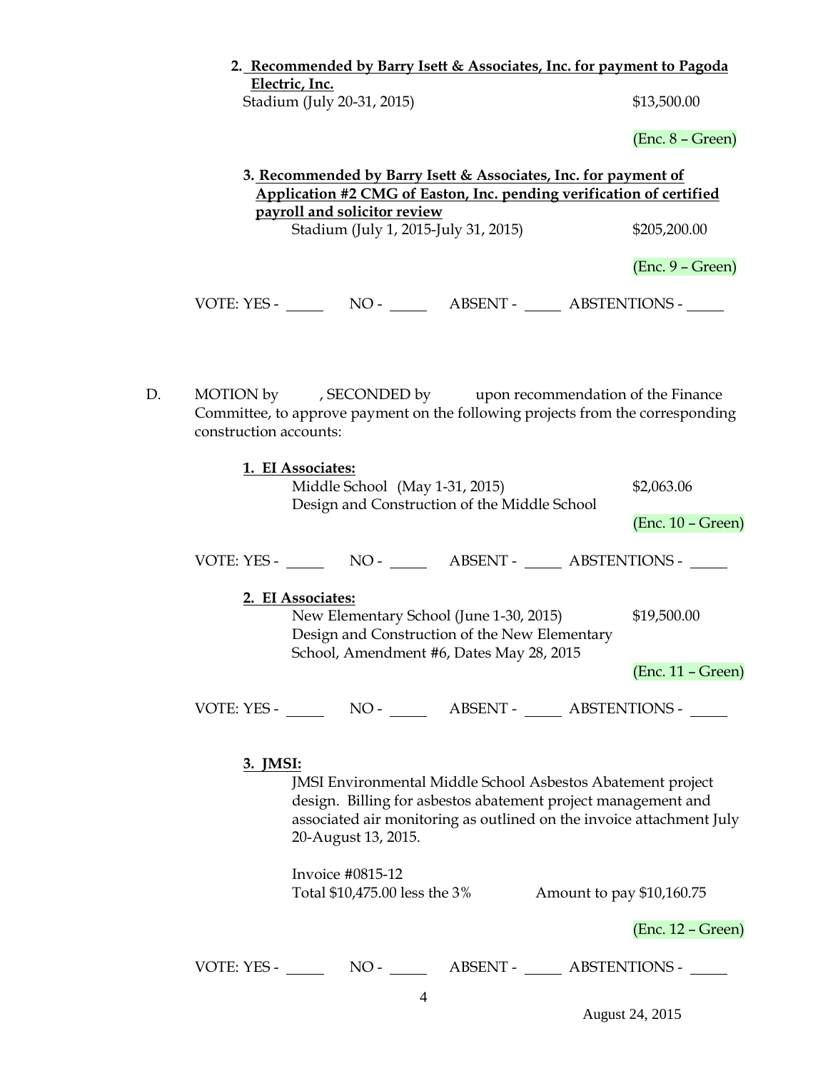**2. Recommended by Barry Isett & Associates, Inc. for payment to Pagoda Electric, Inc.**

Stadium (July 20-31, 2015) $13,500.00

(Enc. 8 – Green)

**3. Recommended by Barry Isett & Associates, Inc. for payment of Application #2 CMG of Easton, Inc. pending verification of certified payroll and solicitor review**

Stadium (July 1, 2015-July 31, 2015) $205,200.00

(Enc. 9 – Green)

VOTE: YES - _____ NO - _____ ABSENT - _____ ABSTENTIONS - _____

D. MOTION by , SECONDED by upon recommendation of the Finance Committee, to approve payment on the following projects from the corresponding construction accounts:

**1. EI Associates:**

Middle School (May 1-31, 2015) $2,063.06

Design and Construction of the Middle School

(Enc. 10 – Green)

VOTE: YES - _____ NO - _____ ABSENT - _____ ABSTENTIONS - _____

**2. EI Associates:**

New Elementary School (June 1-30, 2015) $19,500.00

Design and Construction of the New Elementary School, Amendment #6, Dates May 28, 2015

(Enc. 11 – Green)

VOTE: YES - _____ NO - _____ ABSENT - _____ ABSTENTIONS - _____

**3. JMSI:**

JMSI Environmental Middle School Asbestos Abatement project design. Billing for asbestos abatement project management and associated air monitoring as outlined on the invoice attachment July 20-August 13, 2015.

Invoice #0815-12

Total $10,475.00 less the 3% Amount to pay $10,160.75

(Enc. 12 – Green)

VOTE: YES - _____ NO - _____ ABSENT - _____ ABSTENTIONS - _____

August 24, 2015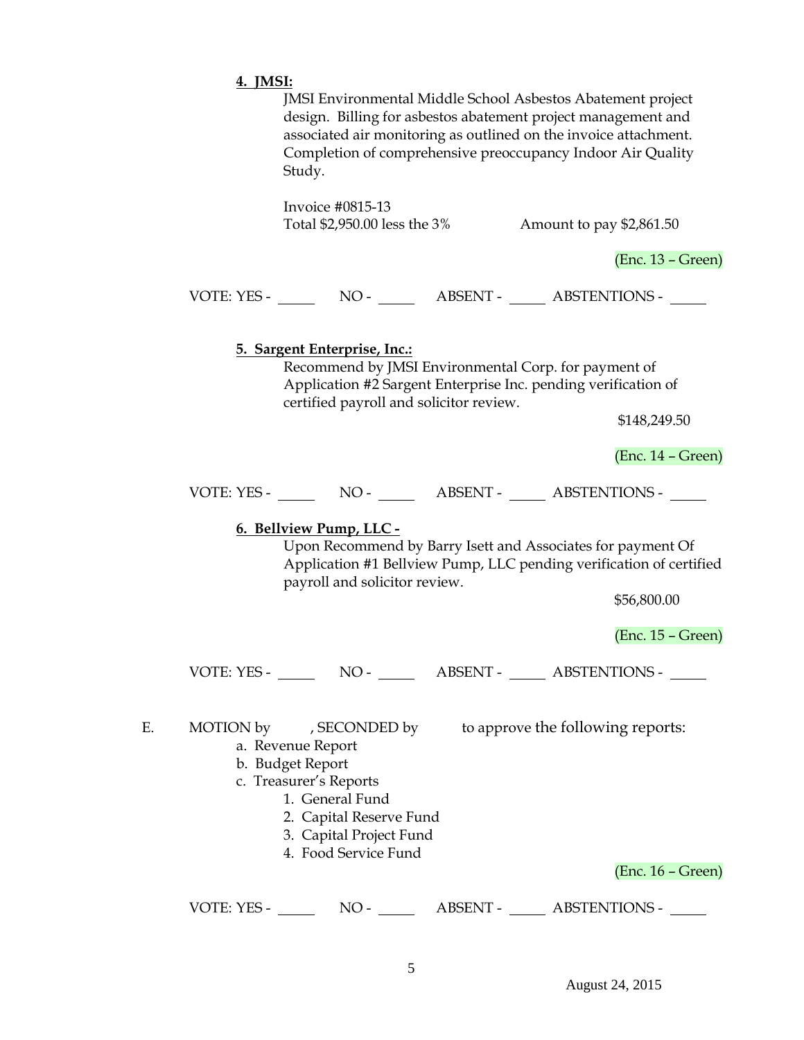**4. JMSI:**

JMSI Environmental Middle School Asbestos Abatement project design. Billing for asbestos abatement project management and associated air monitoring as outlined on the invoice attachment. Completion of comprehensive preoccupancy Indoor Air Quality Study.

Invoice #0815-13
Total $2,950.00 less the 3%     Amount to pay $2,861.50

(Enc. 13 – Green)

VOTE: YES - _____ NO - _____ ABSENT - _____ ABSTENTIONS - _____

**5. Sargent Enterprise, Inc.:**

Recommend by JMSI Environmental Corp. for payment of Application #2 Sargent Enterprise Inc. pending verification of certified payroll and solicitor review.

$148,249.50

(Enc. 14 – Green)

VOTE: YES - _____ NO - _____ ABSENT - _____ ABSTENTIONS - _____

**6. Bellview Pump, LLC -**

Upon Recommend by Barry Isett and Associates for payment Of Application #1 Bellview Pump, LLC pending verification of certified payroll and solicitor review.

$56,800.00

(Enc. 15 – Green)

VOTE: YES - _____ NO - _____ ABSENT - _____ ABSTENTIONS - _____

E. MOTION by , SECONDED by to approve the following reports:

a. Revenue Report
b. Budget Report
c. Treasurer's Reports
   1. General Fund
   2. Capital Reserve Fund
   3. Capital Project Fund
   4. Food Service Fund

(Enc. 16 – Green)

VOTE: YES - _____ NO - _____ ABSENT - _____ ABSTENTIONS - _____

August 24, 2015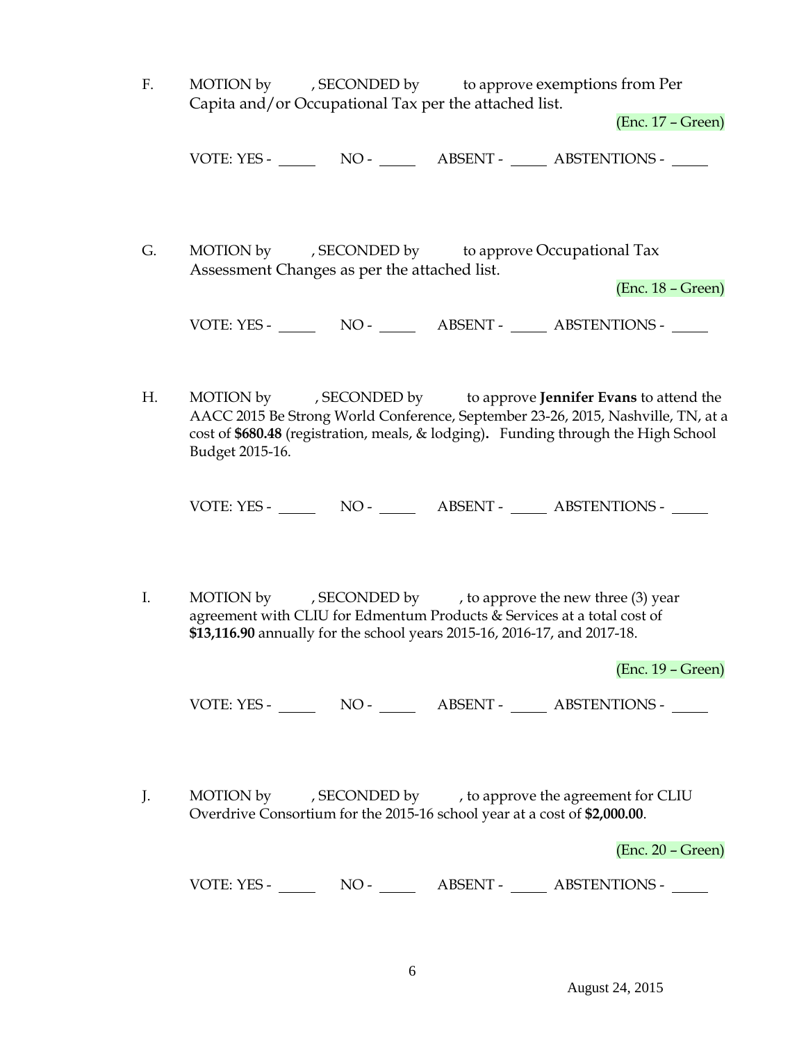F. MOTION by , SECONDED by to approve exemptions from Per Capita and/or Occupational Tax per the attached list.

(Enc. 17 – Green)

VOTE: YES - _____ NO - _____ ABSENT - _____ ABSTENTIONS - _____

G. MOTION by , SECONDED by to approve Occupational Tax Assessment Changes as per the attached list.

(Enc. 18 – Green)

VOTE: YES - _____ NO - _____ ABSENT - _____ ABSTENTIONS - _____

H. MOTION by , SECONDED by to approve **Jennifer Evans** to attend the AACC 2015 Be Strong World Conference, September 23-26, 2015, Nashville, TN, at a cost of **$680.48** (registration, meals, & lodging)**.** Funding through the High School Budget 2015-16.

VOTE: YES - _____ NO - _____ ABSENT - _____ ABSTENTIONS - _____

I. MOTION by , SECONDED by , to approve the new three (3) year agreement with CLIU for Edmentum Products & Services at a total cost of **$13,116.90** annually for the school years 2015-16, 2016-17, and 2017-18.

(Enc. 19 – Green)

VOTE: YES - _____ NO - _____ ABSENT - _____ ABSTENTIONS - _____

J. MOTION by , SECONDED by , to approve the agreement for CLIU Overdrive Consortium for the 2015-16 school year at a cost of **$2,000.00**.

(Enc. 20 – Green)

VOTE: YES - _____ NO - _____ ABSENT - _____ ABSTENTIONS - _____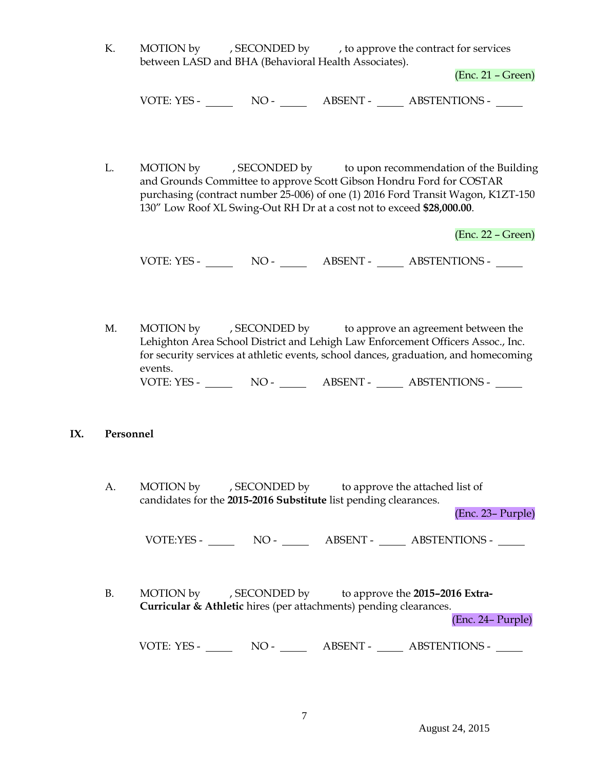K. MOTION by , SECONDED by , to approve the contract for services between LASD and BHA (Behavioral Health Associates).

(Enc. 21 – Green)

VOTE: YES - _____ NO - _____ ABSENT - _____ ABSTENTIONS - _____

L. MOTION by , SECONDED by to upon recommendation of the Building and Grounds Committee to approve Scott Gibson Hondru Ford for COSTAR purchasing (contract number 25-006) of one (1) 2016 Ford Transit Wagon, K1ZT-150 130” Low Roof XL Swing-Out RH Dr at a cost not to exceed **$28,000.00**.

(Enc. 22 – Green)

VOTE: YES - _____ NO - _____ ABSENT - _____ ABSTENTIONS - _____

M. MOTION by , SECONDED by to approve an agreement between the Lehighton Area School District and Lehigh Law Enforcement Officers Assoc., Inc. for security services at athletic events, school dances, graduation, and homecoming events.

VOTE: YES - _____ NO - _____ ABSENT - _____ ABSTENTIONS - _____

## IX. Personnel

A. MOTION by , SECONDED by to approve the attached list of candidates for the **2015-2016 Substitute** list pending clearances.

(Enc. 23– Purple)

VOTE:YES - _____ NO - _____ ABSENT - _____ ABSTENTIONS - _____

B. MOTION by , SECONDED by to approve the **2015–2016 Extra-Curricular & Athletic** hires (per attachments) pending clearances.

(Enc. 24– Purple)

VOTE: YES - _____ NO - _____ ABSENT - _____ ABSTENTIONS - _____

August 24, 2015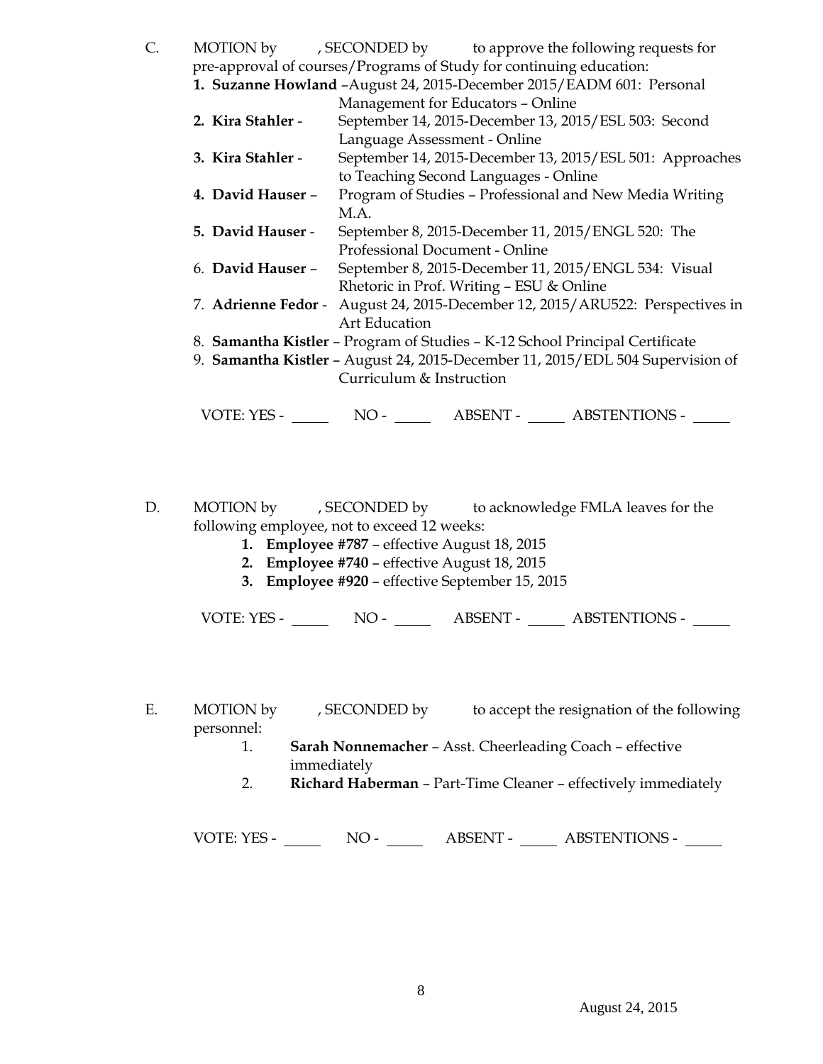C. MOTION by , SECONDED by to approve the following requests for pre-approval of courses/Programs of Study for continuing education:

1. **Suzanne Howland** –August 24, 2015-December 2015/EADM 601: Personal Management for Educators – Online
2. **Kira Stahler** - September 14, 2015-December 13, 2015/ESL 503: Second Language Assessment - Online
3. **Kira Stahler** - September 14, 2015-December 13, 2015/ESL 501: Approaches to Teaching Second Languages - Online
4. **David Hauser** – Program of Studies – Professional and New Media Writing M.A.
5. **David Hauser** - September 8, 2015-December 11, 2015/ENGL 520: The Professional Document - Online
6. **David Hauser** – September 8, 2015-December 11, 2015/ENGL 534: Visual Rhetoric in Prof. Writing – ESU & Online
7. **Adrienne Fedor** - August 24, 2015-December 12, 2015/ARU522: Perspectives in Art Education
8. **Samantha Kistler** – Program of Studies – K-12 School Principal Certificate
9. **Samantha Kistler** – August 24, 2015-December 11, 2015/EDL 504 Supervision of Curriculum & Instruction

VOTE: YES - _____ NO - _____ ABSENT - _____ ABSTENTIONS - _____

D. MOTION by , SECONDED by to acknowledge FMLA leaves for the following employee, not to exceed 12 weeks:

1. **Employee #787** – effective August 18, 2015
2. **Employee #740** – effective August 18, 2015
3. **Employee #920** – effective September 15, 2015

VOTE: YES - _____ NO - _____ ABSENT - _____ ABSTENTIONS - _____

E. MOTION by , SECONDED by to accept the resignation of the following personnel:

1. **Sarah Nonnemacher** – Asst. Cheerleading Coach – effective immediately
2. **Richard Haberman** – Part-Time Cleaner – effectively immediately

VOTE: YES - _____ NO - _____ ABSENT - _____ ABSTENTIONS - _____

August 24, 2015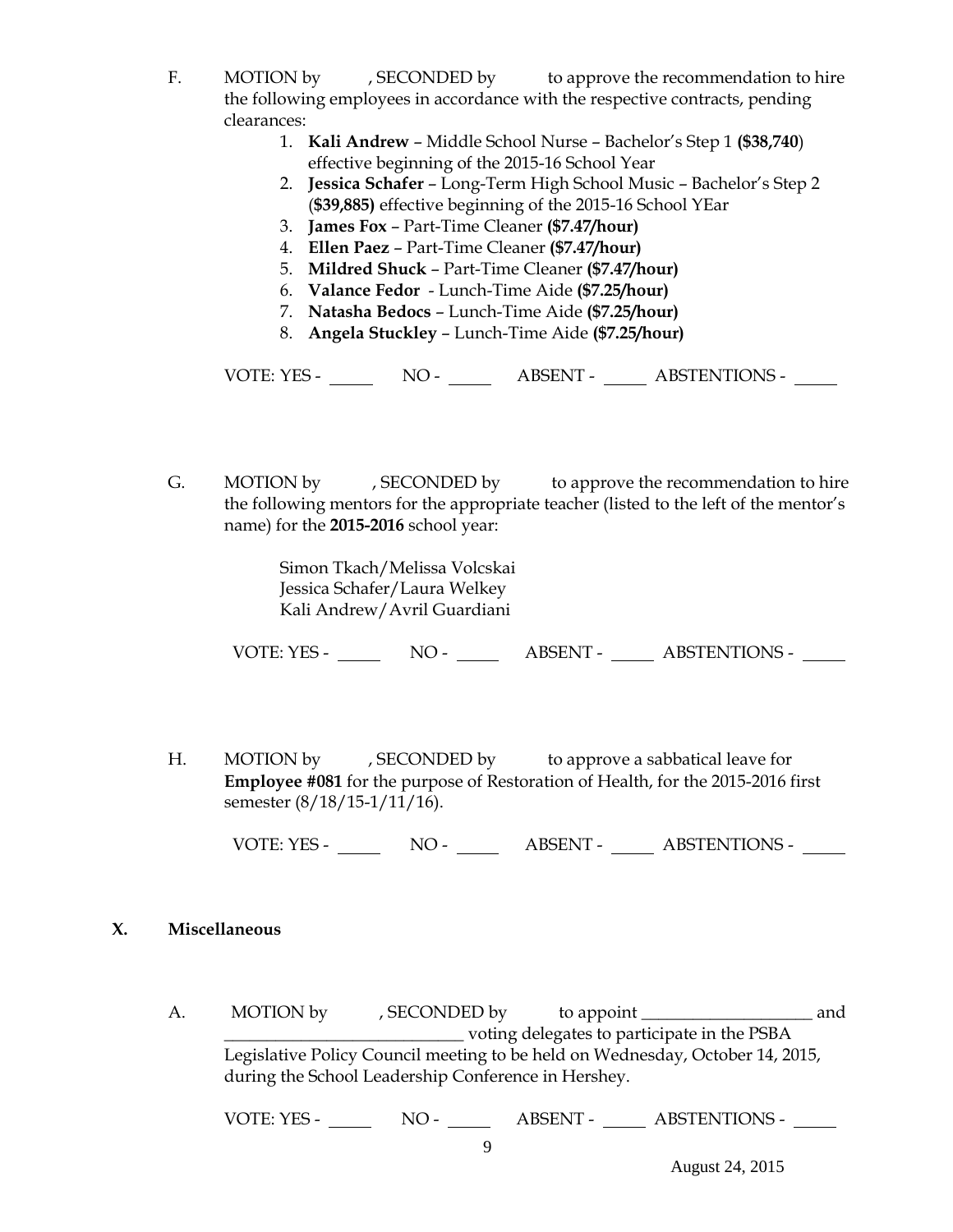F. MOTION by , SECONDED by to approve the recommendation to hire the following employees in accordance with the respective contracts, pending clearances:

1. **Kali Andrew** – Middle School Nurse – Bachelor's Step 1 **($38,740**) effective beginning of the 2015-16 School Year
2. **Jessica Schafer** – Long-Term High School Music – Bachelor's Step 2 (**$39,885)** effective beginning of the 2015-16 School YEar
3. **James Fox** – Part-Time Cleaner **($7.47/hour)**
4. **Ellen Paez** – Part-Time Cleaner **($7.47/hour)**
5. **Mildred Shuck** – Part-Time Cleaner **($7.47/hour)**
6. **Valance Fedor** - Lunch-Time Aide **($7.25/hour)**
7. **Natasha Bedocs** – Lunch-Time Aide **($7.25/hour)**
8. **Angela Stuckley** – Lunch-Time Aide **($7.25/hour)**

VOTE: YES - _____ NO - _____ ABSENT - _____ ABSTENTIONS - _____

G. MOTION by , SECONDED by to approve the recommendation to hire the following mentors for the appropriate teacher (listed to the left of the mentor's name) for the **2015-2016** school year:

Simon Tkach/Melissa Volcskai
Jessica Schafer/Laura Welkey
Kali Andrew/Avril Guardiani

VOTE: YES - _____ NO - _____ ABSENT - _____ ABSTENTIONS - _____

H. MOTION by , SECONDED by to approve a sabbatical leave for **Employee #081** for the purpose of Restoration of Health, for the 2015-2016 first semester (8/18/15-1/11/16).

VOTE: YES - _____ NO - _____ ABSENT - _____ ABSTENTIONS - _____

## X. Miscellaneous

A. MOTION by , SECONDED by to appoint ____________________ and ____________________________ voting delegates to participate in the PSBA Legislative Policy Council meeting to be held on Wednesday, October 14, 2015, during the School Leadership Conference in Hershey.

VOTE: YES - _____ NO - _____ ABSENT - _____ ABSTENTIONS - _____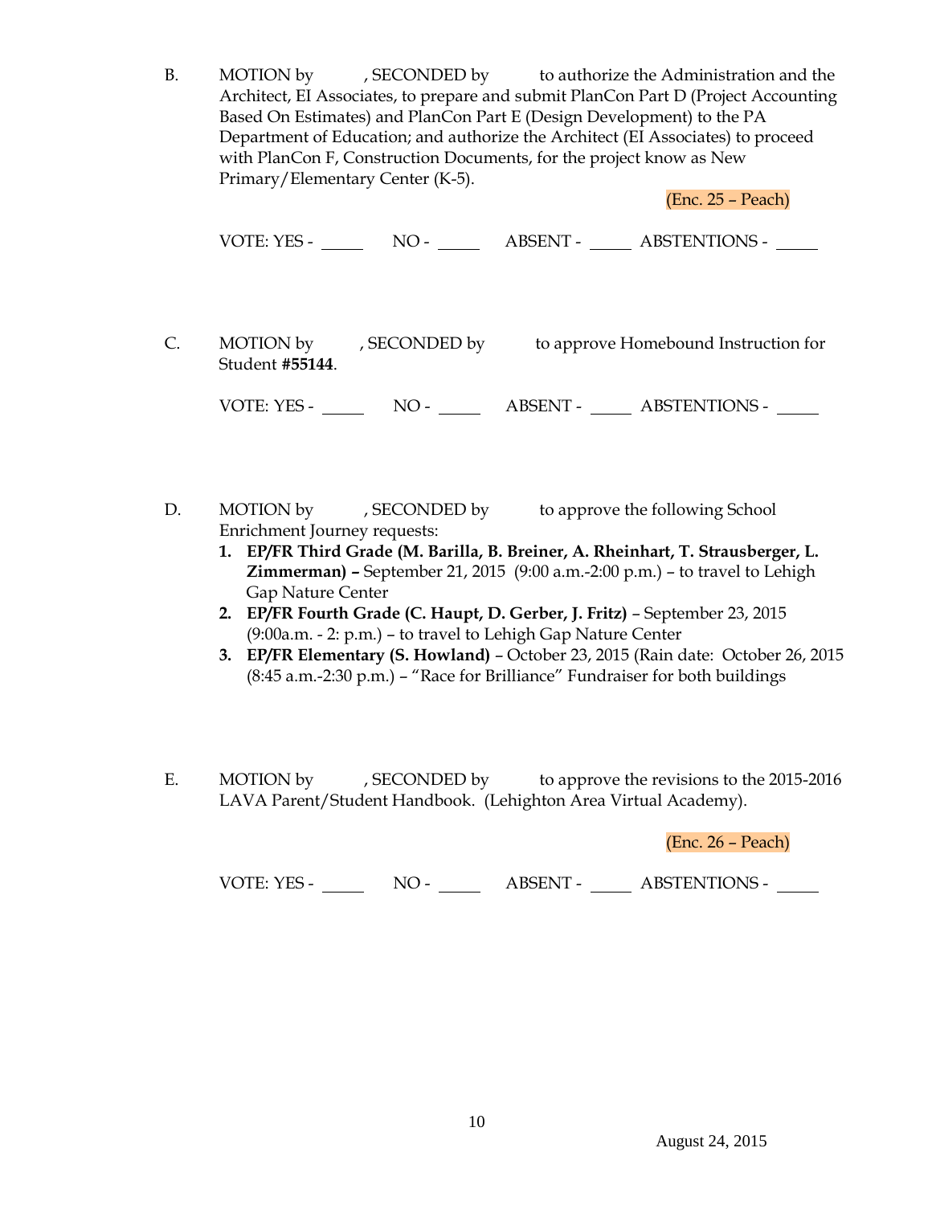B. MOTION by , SECONDED by to authorize the Administration and the Architect, EI Associates, to prepare and submit PlanCon Part D (Project Accounting Based On Estimates) and PlanCon Part E (Design Development) to the PA Department of Education; and authorize the Architect (EI Associates) to proceed with PlanCon F, Construction Documents, for the project know as New Primary/Elementary Center (K-5).

(Enc. 25 – Peach)

VOTE: YES - _____ NO - _____ ABSENT - _____ ABSTENTIONS - _____

C. MOTION by , SECONDED by to approve Homebound Instruction for Student **#55144**.

VOTE: YES - _____ NO - _____ ABSENT - _____ ABSTENTIONS - _____

D. MOTION by , SECONDED by to approve the following School Enrichment Journey requests:

1. **EP/FR Third Grade (M. Barilla, B. Breiner, A. Rheinhart, T. Strausberger, L. Zimmerman) –** September 21, 2015 (9:00 a.m.-2:00 p.m.) – to travel to Lehigh Gap Nature Center
2. **EP/FR Fourth Grade (C. Haupt, D. Gerber, J. Fritz)** – September 23, 2015 (9:00a.m. - 2: p.m.) – to travel to Lehigh Gap Nature Center
3. **EP/FR Elementary (S. Howland)** – October 23, 2015 (Rain date: October 26, 2015 (8:45 a.m.-2:30 p.m.) – "Race for Brilliance" Fundraiser for both buildings

E. MOTION by , SECONDED by to approve the revisions to the 2015-2016 LAVA Parent/Student Handbook. (Lehighton Area Virtual Academy).

(Enc. 26 – Peach)

VOTE: YES - _____ NO - _____ ABSENT - _____ ABSTENTIONS - _____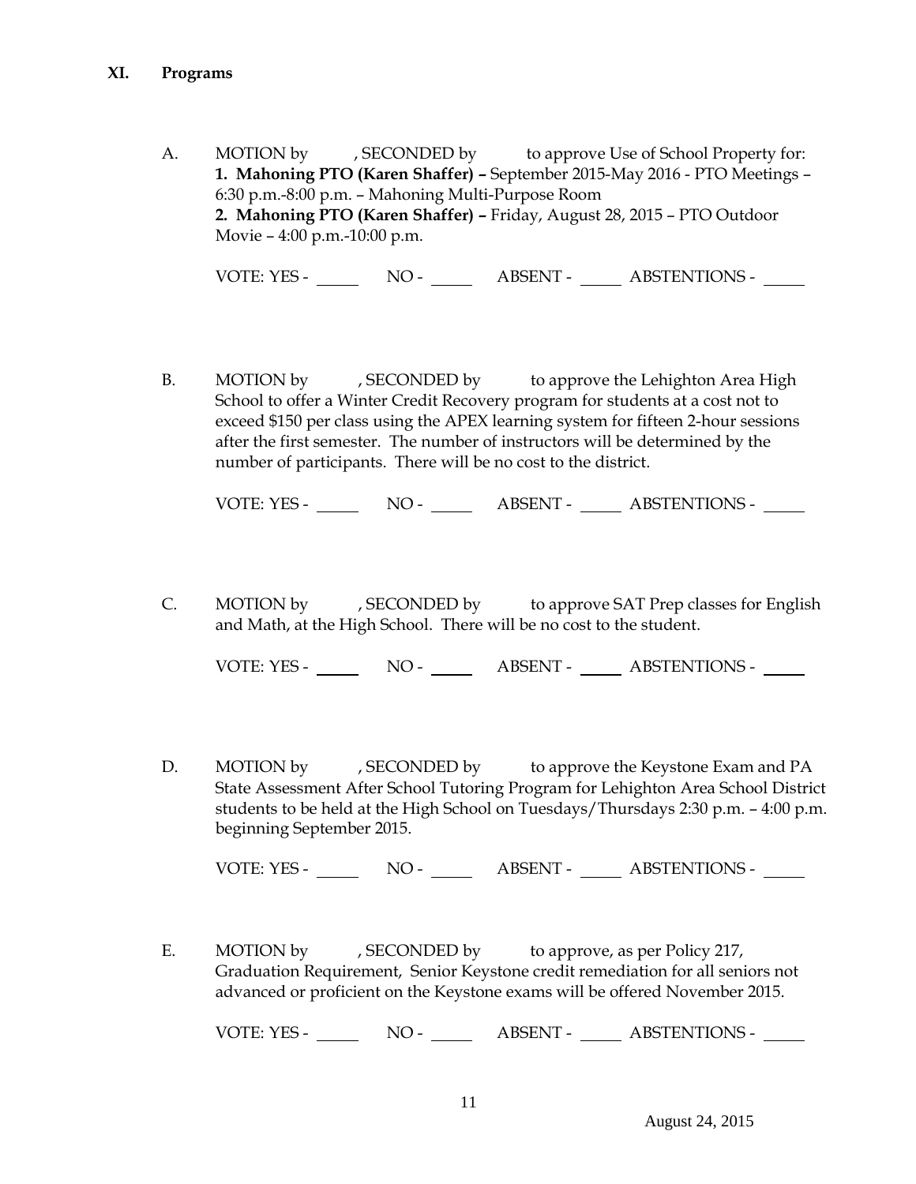## XI. Programs

A. MOTION by , SECONDED by to approve Use of School Property for:
**1. Mahoning PTO (Karen Shaffer) –** September 2015-May 2016 - PTO Meetings – 6:30 p.m.-8:00 p.m. – Mahoning Multi-Purpose Room
**2. Mahoning PTO (Karen Shaffer) –** Friday, August 28, 2015 – PTO Outdoor Movie – 4:00 p.m.-10:00 p.m.

VOTE: YES - _____ NO - _____ ABSENT - _____ ABSTENTIONS - _____

B. MOTION by , SECONDED by to approve the Lehighton Area High School to offer a Winter Credit Recovery program for students at a cost not to exceed $150 per class using the APEX learning system for fifteen 2-hour sessions after the first semester. The number of instructors will be determined by the number of participants. There will be no cost to the district.

VOTE: YES - _____ NO - _____ ABSENT - _____ ABSTENTIONS - _____

C. MOTION by , SECONDED by to approve SAT Prep classes for English and Math, at the High School. There will be no cost to the student.

VOTE: YES - _____ NO - _____ ABSENT - _____ ABSTENTIONS - _____

D. MOTION by , SECONDED by to approve the Keystone Exam and PA State Assessment After School Tutoring Program for Lehighton Area School District students to be held at the High School on Tuesdays/Thursdays 2:30 p.m. – 4:00 p.m. beginning September 2015.

VOTE: YES - _____ NO - _____ ABSENT - _____ ABSTENTIONS - _____

E. MOTION by , SECONDED by to approve, as per Policy 217, Graduation Requirement, Senior Keystone credit remediation for all seniors not advanced or proficient on the Keystone exams will be offered November 2015.

VOTE: YES - _____ NO - _____ ABSENT - _____ ABSTENTIONS - _____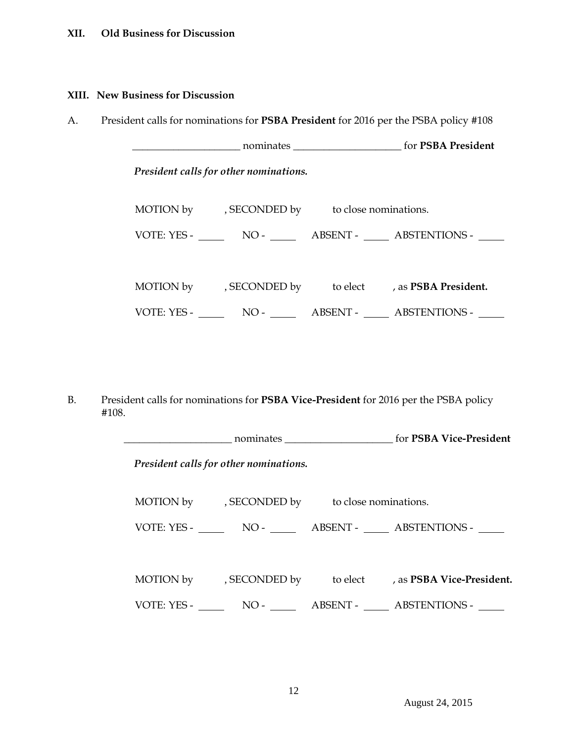**XII. Old Business for Discussion**

**XIII. New Business for Discussion**

A. President calls for nominations for **PSBA President** for 2016 per the PSBA policy #108

____________________ nominates ____________________ for **PSBA President**

*President calls for other nominations.*

MOTION by , SECONDED by to close nominations.

VOTE: YES - _____ NO - _____ ABSENT - _____ ABSTENTIONS - _____

MOTION by , SECONDED by to elect , as **PSBA President.**

VOTE: YES - _____ NO - _____ ABSENT - _____ ABSTENTIONS - _____

B. President calls for nominations for **PSBA Vice-President** for 2016 per the PSBA policy #108.

____________________ nominates ____________________ for **PSBA Vice-President**

*President calls for other nominations.*

MOTION by , SECONDED by to close nominations.

VOTE: YES - _____ NO - _____ ABSENT - _____ ABSTENTIONS - _____

MOTION by , SECONDED by to elect , as **PSBA Vice-President.**

VOTE: YES - _____ NO - _____ ABSENT - _____ ABSTENTIONS - _____

August 24, 2015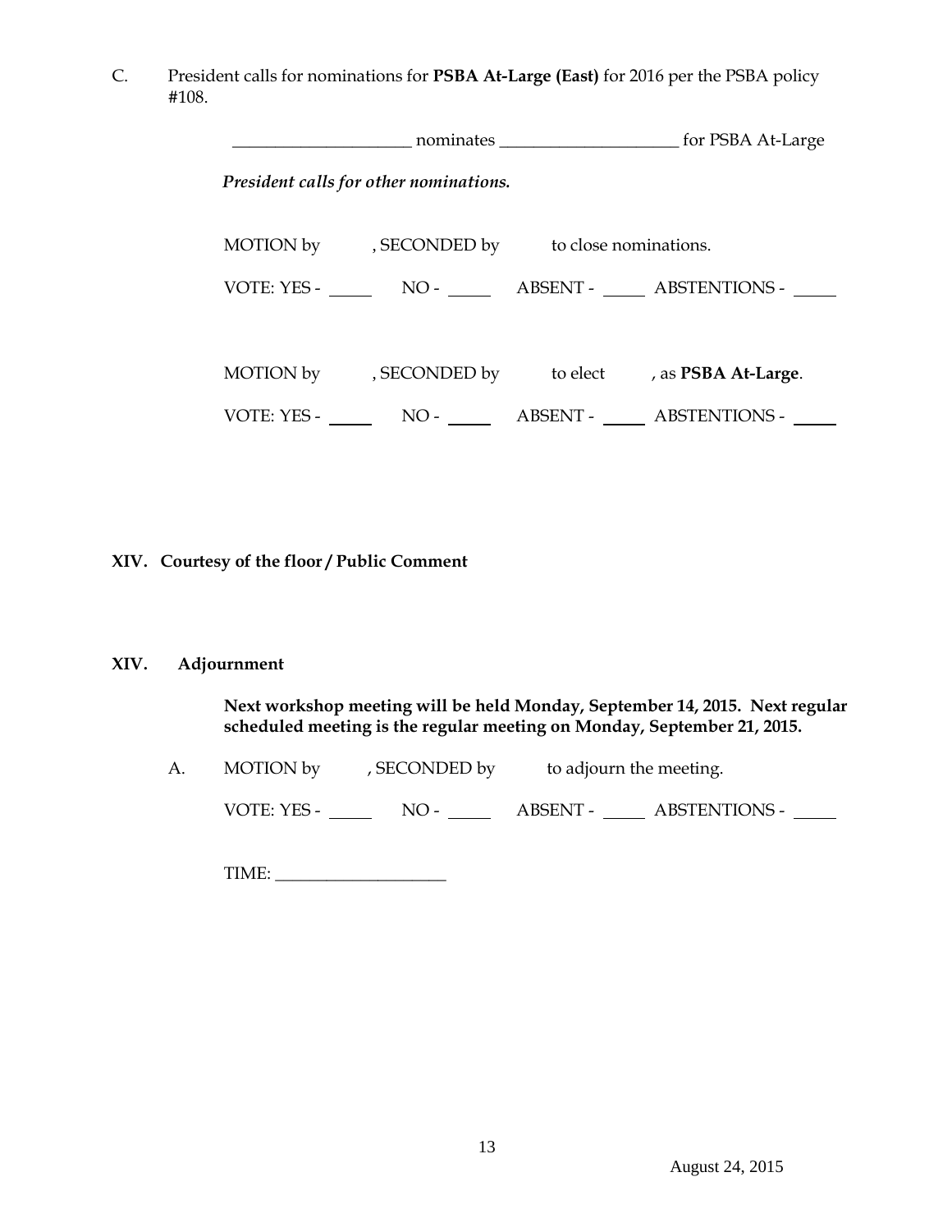C. President calls for nominations for **PSBA At-Large (East)** for 2016 per the PSBA policy #108.

_____________________ nominates _____________________ for PSBA At-Large

***President calls for other nominations.***

MOTION by , SECONDED by to close nominations.

VOTE: YES - _____ NO - _____ ABSENT - _____ ABSTENTIONS - _____

MOTION by , SECONDED by to elect , as **PSBA At-Large**.

VOTE: YES - _____ NO - _____ ABSENT - _____ ABSTENTIONS - _____

**XIV. Courtesy of the floor / Public Comment**

**XIV. Adjournment**

**Next workshop meeting will be held Monday, September 14, 2015. Next regular scheduled meeting is the regular meeting on Monday, September 21, 2015.**

A. MOTION by , SECONDED by to adjourn the meeting.

VOTE: YES - _____ NO - _____ ABSENT - _____ ABSTENTIONS - _____

TIME: ____________________

August 24, 2015